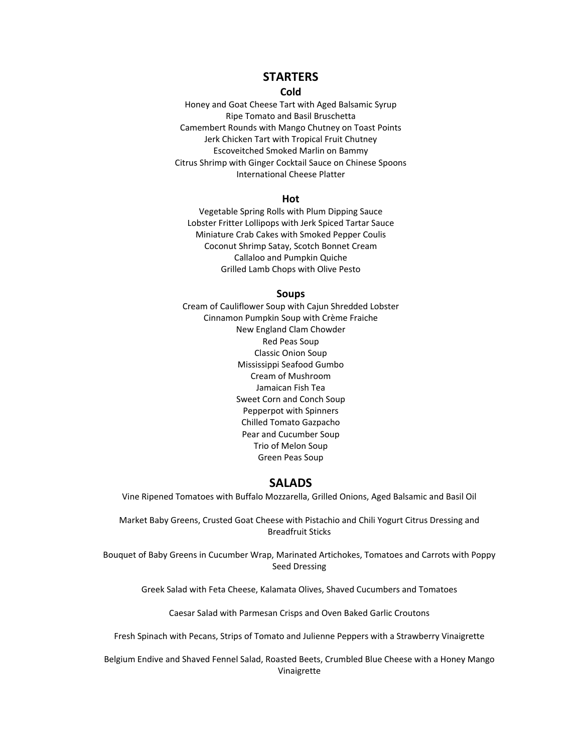# STARTERS

### Cold

Honey and Goat Cheese Tart with Aged Balsamic Syrup
Ripe Tomato and Basil Bruschetta
Camembert Rounds with Mango Chutney on Toast Points
Jerk Chicken Tart with Tropical Fruit Chutney
Escoveitched Smoked Marlin on Bammy
Citrus Shrimp with Ginger Cocktail Sauce on Chinese Spoons
International Cheese Platter

### Hot

Vegetable Spring Rolls with Plum Dipping Sauce
Lobster Fritter Lollipops with Jerk Spiced Tartar Sauce
Miniature Crab Cakes with Smoked Pepper Coulis
Coconut Shrimp Satay, Scotch Bonnet Cream
Callaloo and Pumpkin Quiche
Grilled Lamb Chops with Olive Pesto

### Soups

Cream of Cauliflower Soup with Cajun Shredded Lobster
Cinnamon Pumpkin Soup with Crème Fraiche
New England Clam Chowder
Red Peas Soup
Classic Onion Soup
Mississippi Seafood Gumbo
Cream of Mushroom
Jamaican Fish Tea
Sweet Corn and Conch Soup
Pepperpot with Spinners
Chilled Tomato Gazpacho
Pear and Cucumber Soup
Trio of Melon Soup
Green Peas Soup

# SALADS

Vine Ripened Tomatoes with Buffalo Mozzarella, Grilled Onions, Aged Balsamic and Basil Oil

Market Baby Greens, Crusted Goat Cheese with Pistachio and Chili Yogurt Citrus Dressing and Breadfruit Sticks

Bouquet of Baby Greens in Cucumber Wrap, Marinated Artichokes, Tomatoes and Carrots with Poppy Seed Dressing

Greek Salad with Feta Cheese, Kalamata Olives, Shaved Cucumbers and Tomatoes

Caesar Salad with Parmesan Crisps and Oven Baked Garlic Croutons

Fresh Spinach with Pecans, Strips of Tomato and Julienne Peppers with a Strawberry Vinaigrette

Belgium Endive and Shaved Fennel Salad, Roasted Beets, Crumbled Blue Cheese with a Honey Mango Vinaigrette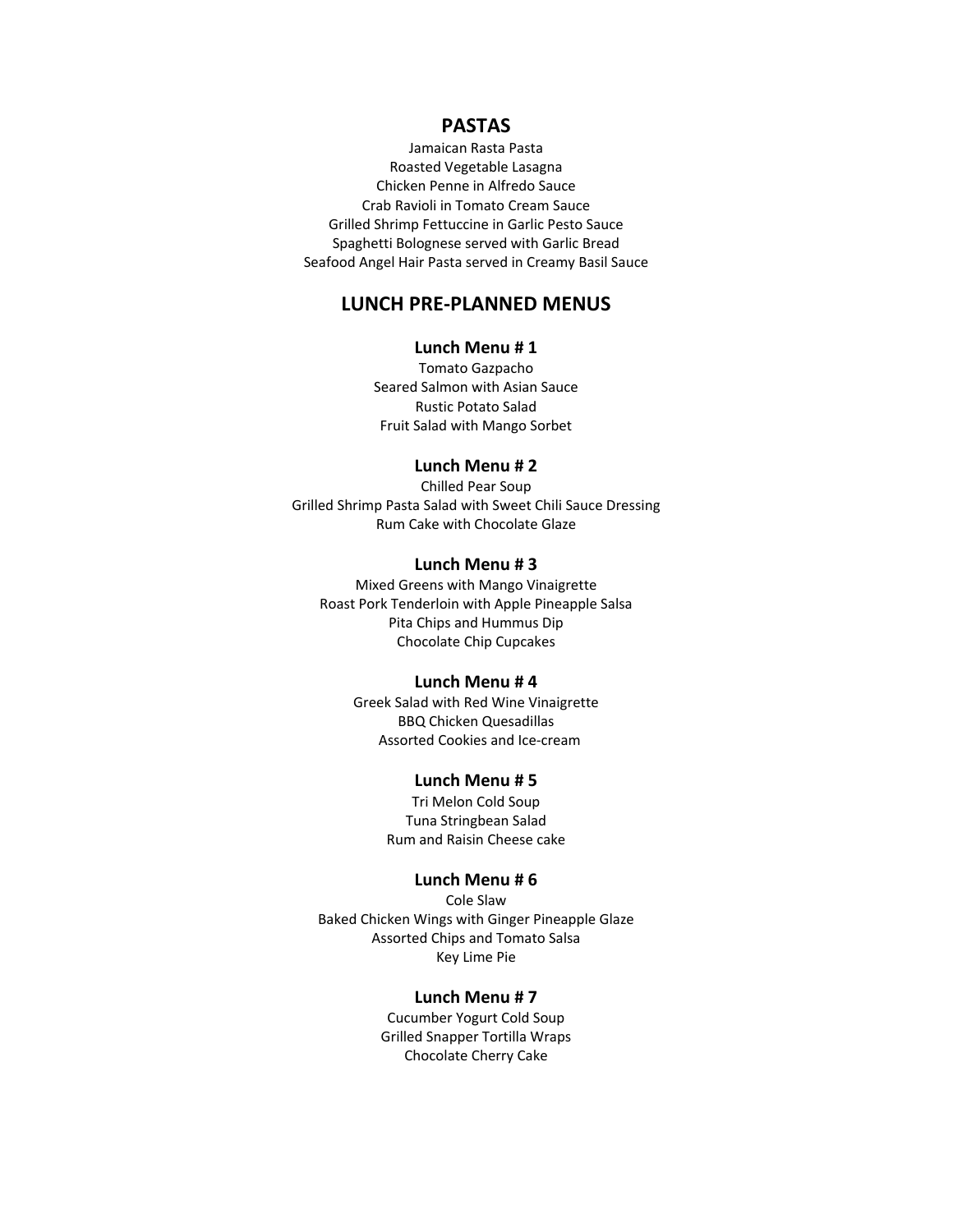## PASTAS

Jamaican Rasta Pasta
Roasted Vegetable Lasagna
Chicken Penne in Alfredo Sauce
Crab Ravioli in Tomato Cream Sauce
Grilled Shrimp Fettuccine in Garlic Pesto Sauce
Spaghetti Bolognese served with Garlic Bread
Seafood Angel Hair Pasta served in Creamy Basil Sauce

## LUNCH PRE-PLANNED MENUS

### Lunch Menu # 1

Tomato Gazpacho
Seared Salmon with Asian Sauce
Rustic Potato Salad
Fruit Salad with Mango Sorbet

### Lunch Menu # 2

Chilled Pear Soup
Grilled Shrimp Pasta Salad with Sweet Chili Sauce Dressing
Rum Cake with Chocolate Glaze

### Lunch Menu # 3

Mixed Greens with Mango Vinaigrette
Roast Pork Tenderloin with Apple Pineapple Salsa
Pita Chips and Hummus Dip
Chocolate Chip Cupcakes

### Lunch Menu # 4

Greek Salad with Red Wine Vinaigrette
BBQ Chicken Quesadillas
Assorted Cookies and Ice-cream

### Lunch Menu # 5

Tri Melon Cold Soup
Tuna Stringbean Salad
Rum and Raisin Cheese cake

### Lunch Menu # 6

Cole Slaw
Baked Chicken Wings with Ginger Pineapple Glaze
Assorted Chips and Tomato Salsa
Key Lime Pie

### Lunch Menu # 7

Cucumber Yogurt Cold Soup
Grilled Snapper Tortilla Wraps
Chocolate Cherry Cake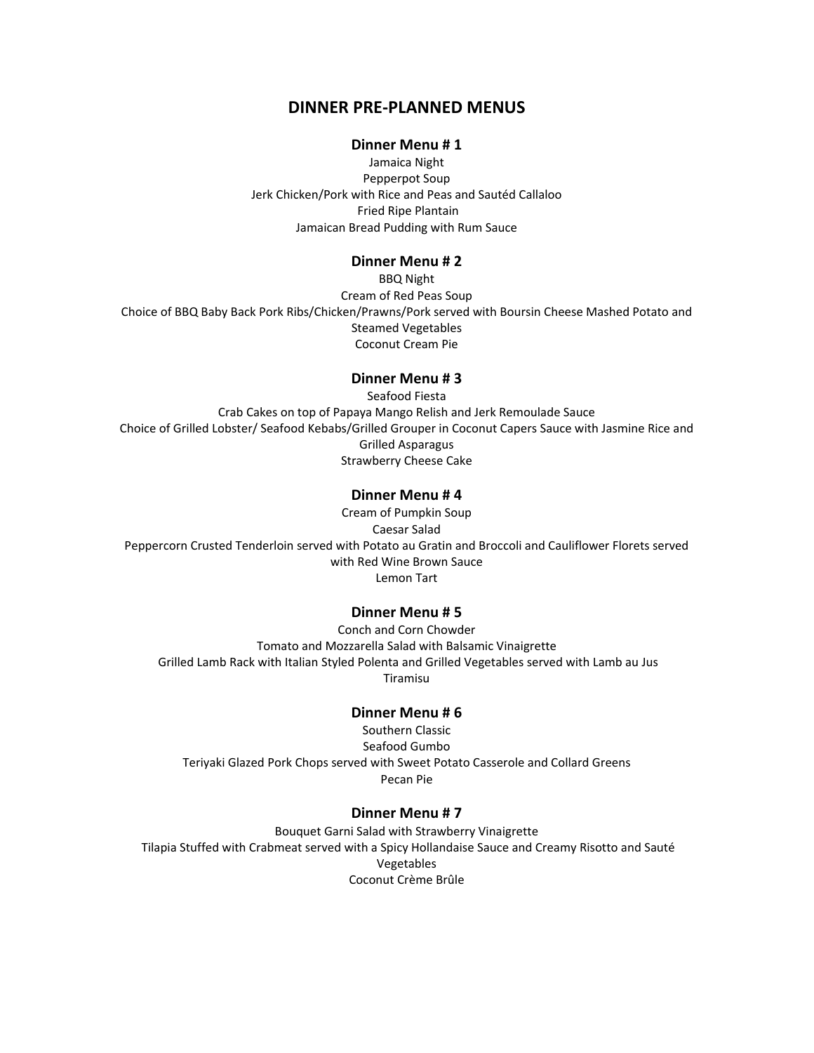# DINNER PRE-PLANNED MENUS

## Dinner Menu # 1

Jamaica Night
Pepperpot Soup
Jerk Chicken/Pork with Rice and Peas and Sautéd Callaloo
Fried Ripe Plantain
Jamaican Bread Pudding with Rum Sauce

## Dinner Menu # 2

BBQ Night
Cream of Red Peas Soup
Choice of BBQ Baby Back Pork Ribs/Chicken/Prawns/Pork served with Boursin Cheese Mashed Potato and Steamed Vegetables
Coconut Cream Pie

## Dinner Menu # 3

Seafood Fiesta
Crab Cakes on top of Papaya Mango Relish and Jerk Remoulade Sauce
Choice of Grilled Lobster/ Seafood Kebabs/Grilled Grouper in Coconut Capers Sauce with Jasmine Rice and Grilled Asparagus
Strawberry Cheese Cake

## Dinner Menu # 4

Cream of Pumpkin Soup
Caesar Salad
Peppercorn Crusted Tenderloin served with Potato au Gratin and Broccoli and Cauliflower Florets served with Red Wine Brown Sauce
Lemon Tart

## Dinner Menu # 5

Conch and Corn Chowder
Tomato and Mozzarella Salad with Balsamic Vinaigrette
Grilled Lamb Rack with Italian Styled Polenta and Grilled Vegetables served with Lamb au Jus
Tiramisu

## Dinner Menu # 6

Southern Classic
Seafood Gumbo
Teriyaki Glazed Pork Chops served with Sweet Potato Casserole and Collard Greens
Pecan Pie

## Dinner Menu # 7

Bouquet Garni Salad with Strawberry Vinaigrette
Tilapia Stuffed with Crabmeat served with a Spicy Hollandaise Sauce and Creamy Risotto and Sauté Vegetables
Coconut Crème Brûle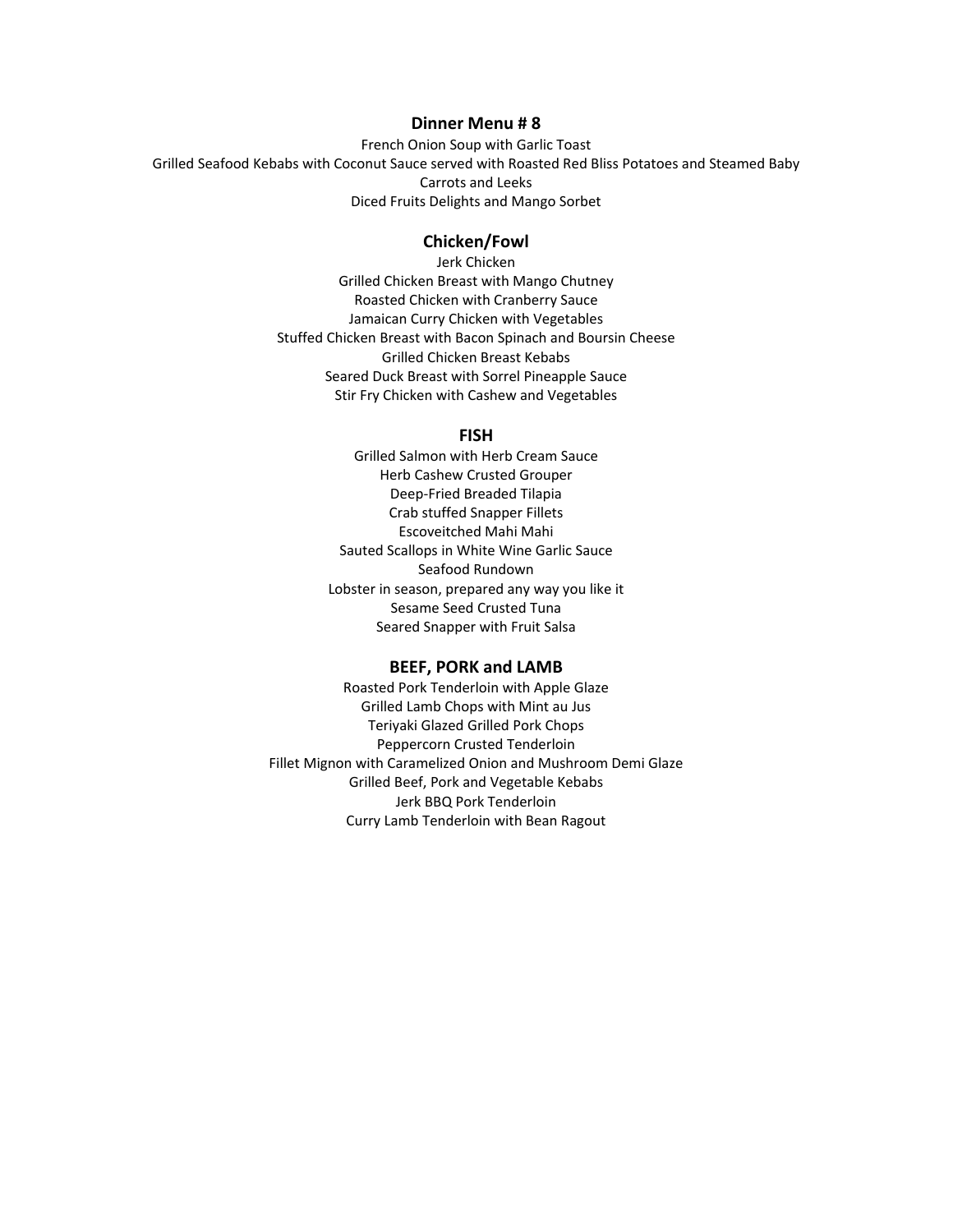## Dinner Menu # 8

French Onion Soup with Garlic Toast

Grilled Seafood Kebabs with Coconut Sauce served with Roasted Red Bliss Potatoes and Steamed Baby Carrots and Leeks

Diced Fruits Delights and Mango Sorbet

## Chicken/Fowl

Jerk Chicken

Grilled Chicken Breast with Mango Chutney

Roasted Chicken with Cranberry Sauce

Jamaican Curry Chicken with Vegetables

Stuffed Chicken Breast with Bacon Spinach and Boursin Cheese

Grilled Chicken Breast Kebabs

Seared Duck Breast with Sorrel Pineapple Sauce

Stir Fry Chicken with Cashew and Vegetables

## FISH

Grilled Salmon with Herb Cream Sauce

Herb Cashew Crusted Grouper

Deep-Fried Breaded Tilapia

Crab stuffed Snapper Fillets

Escoveitched Mahi Mahi

Sauted Scallops in White Wine Garlic Sauce

Seafood Rundown

Lobster in season, prepared any way you like it

Sesame Seed Crusted Tuna

Seared Snapper with Fruit Salsa

## BEEF, PORK and LAMB

Roasted Pork Tenderloin with Apple Glaze

Grilled Lamb Chops with Mint au Jus

Teriyaki Glazed Grilled Pork Chops

Peppercorn Crusted Tenderloin

Fillet Mignon with Caramelized Onion and Mushroom Demi Glaze

Grilled Beef, Pork and Vegetable Kebabs

Jerk BBQ Pork Tenderloin

Curry Lamb Tenderloin with Bean Ragout